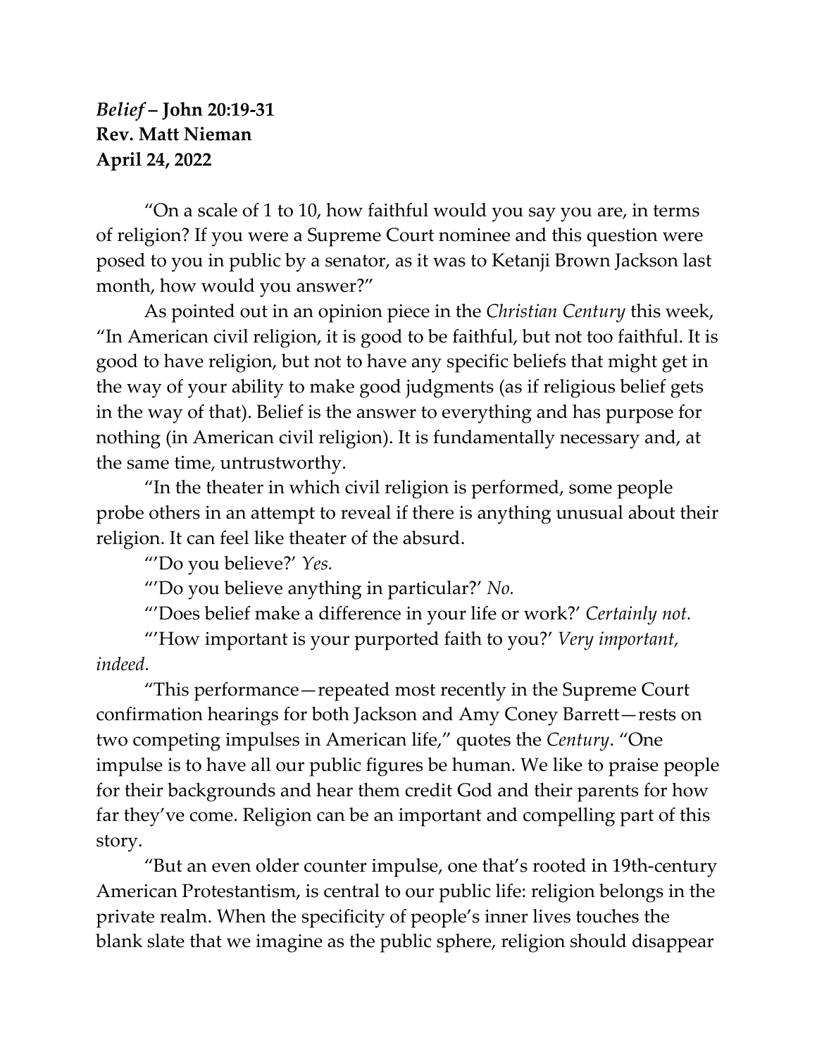***Belief* – John 20:19-31**
**Rev. Matt Nieman**
**April 24, 2022**

"On a scale of 1 to 10, how faithful would you say you are, in terms of religion? If you were a Supreme Court nominee and this question were posed to you in public by a senator, as it was to Ketanji Brown Jackson last month, how would you answer?"

As pointed out in an opinion piece in the *Christian Century* this week, "In American civil religion, it is good to be faithful, but not too faithful. It is good to have religion, but not to have any specific beliefs that might get in the way of your ability to make good judgments (as if religious belief gets in the way of that). Belief is the answer to everything and has purpose for nothing (in American civil religion). It is fundamentally necessary and, at the same time, untrustworthy.

"In the theater in which civil religion is performed, some people probe others in an attempt to reveal if there is anything unusual about their religion. It can feel like theater of the absurd.

"'Do you believe?' *Yes.*

"'Do you believe anything in particular?' *No.*

"'Does belief make a difference in your life or work?' *Certainly not.*

"'How important is your purported faith to you?' *Very important, indeed.*

"This performance—repeated most recently in the Supreme Court confirmation hearings for both Jackson and Amy Coney Barrett—rests on two competing impulses in American life," quotes the *Century*. "One impulse is to have all our public figures be human. We like to praise people for their backgrounds and hear them credit God and their parents for how far they've come. Religion can be an important and compelling part of this story.

"But an even older counter impulse, one that's rooted in 19th-century American Protestantism, is central to our public life: religion belongs in the private realm. When the specificity of people's inner lives touches the blank slate that we imagine as the public sphere, religion should disappear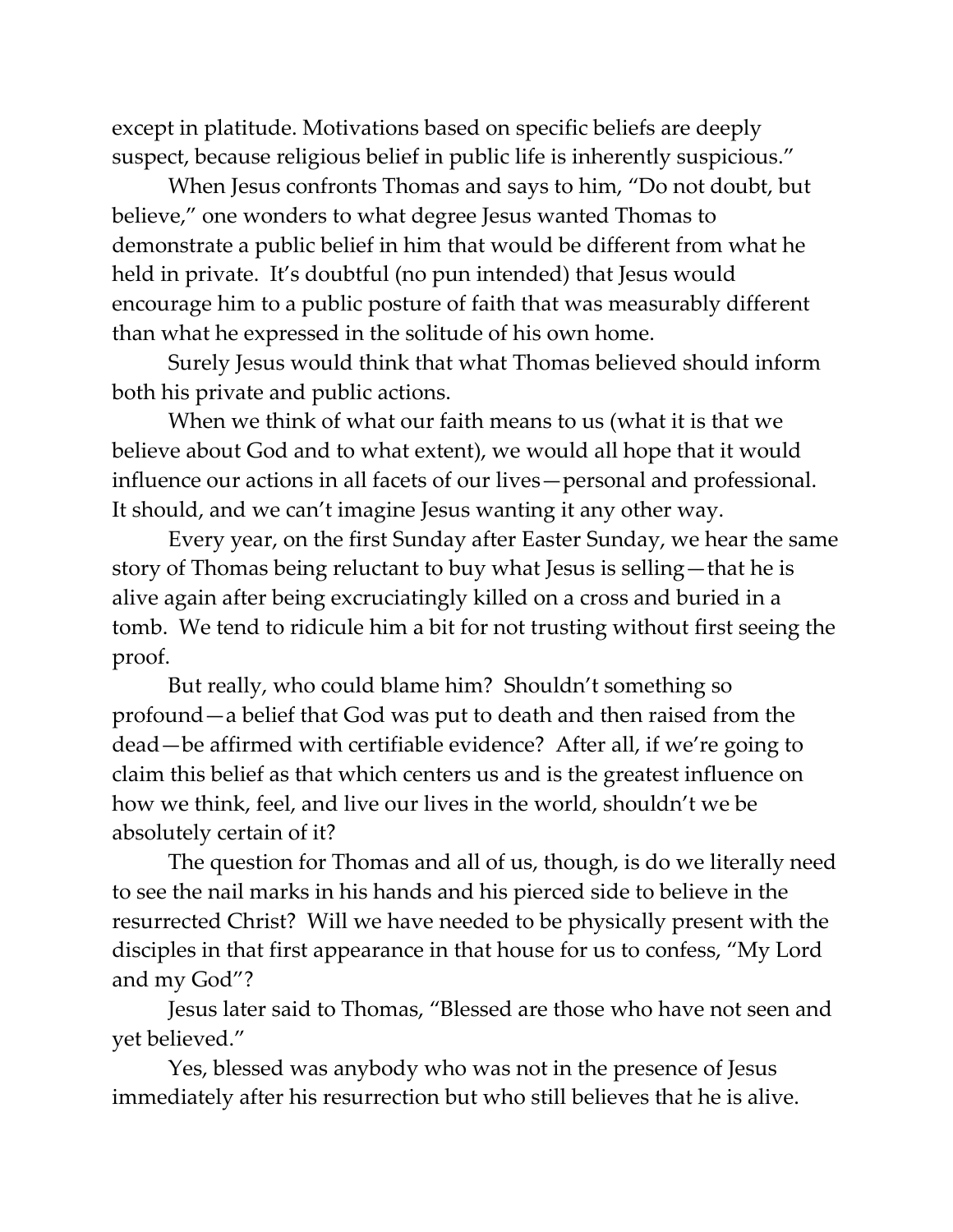except in platitude. Motivations based on specific beliefs are deeply suspect, because religious belief in public life is inherently suspicious."

When Jesus confronts Thomas and says to him, "Do not doubt, but believe," one wonders to what degree Jesus wanted Thomas to demonstrate a public belief in him that would be different from what he held in private. It's doubtful (no pun intended) that Jesus would encourage him to a public posture of faith that was measurably different than what he expressed in the solitude of his own home.

Surely Jesus would think that what Thomas believed should inform both his private and public actions.

When we think of what our faith means to us (what it is that we believe about God and to what extent), we would all hope that it would influence our actions in all facets of our lives—personal and professional. It should, and we can't imagine Jesus wanting it any other way.

Every year, on the first Sunday after Easter Sunday, we hear the same story of Thomas being reluctant to buy what Jesus is selling—that he is alive again after being excruciatingly killed on a cross and buried in a tomb. We tend to ridicule him a bit for not trusting without first seeing the proof.

But really, who could blame him? Shouldn't something so profound—a belief that God was put to death and then raised from the dead—be affirmed with certifiable evidence? After all, if we're going to claim this belief as that which centers us and is the greatest influence on how we think, feel, and live our lives in the world, shouldn't we be absolutely certain of it?

The question for Thomas and all of us, though, is do we literally need to see the nail marks in his hands and his pierced side to believe in the resurrected Christ? Will we have needed to be physically present with the disciples in that first appearance in that house for us to confess, "My Lord and my God"?

Jesus later said to Thomas, "Blessed are those who have not seen and yet believed."

Yes, blessed was anybody who was not in the presence of Jesus immediately after his resurrection but who still believes that he is alive.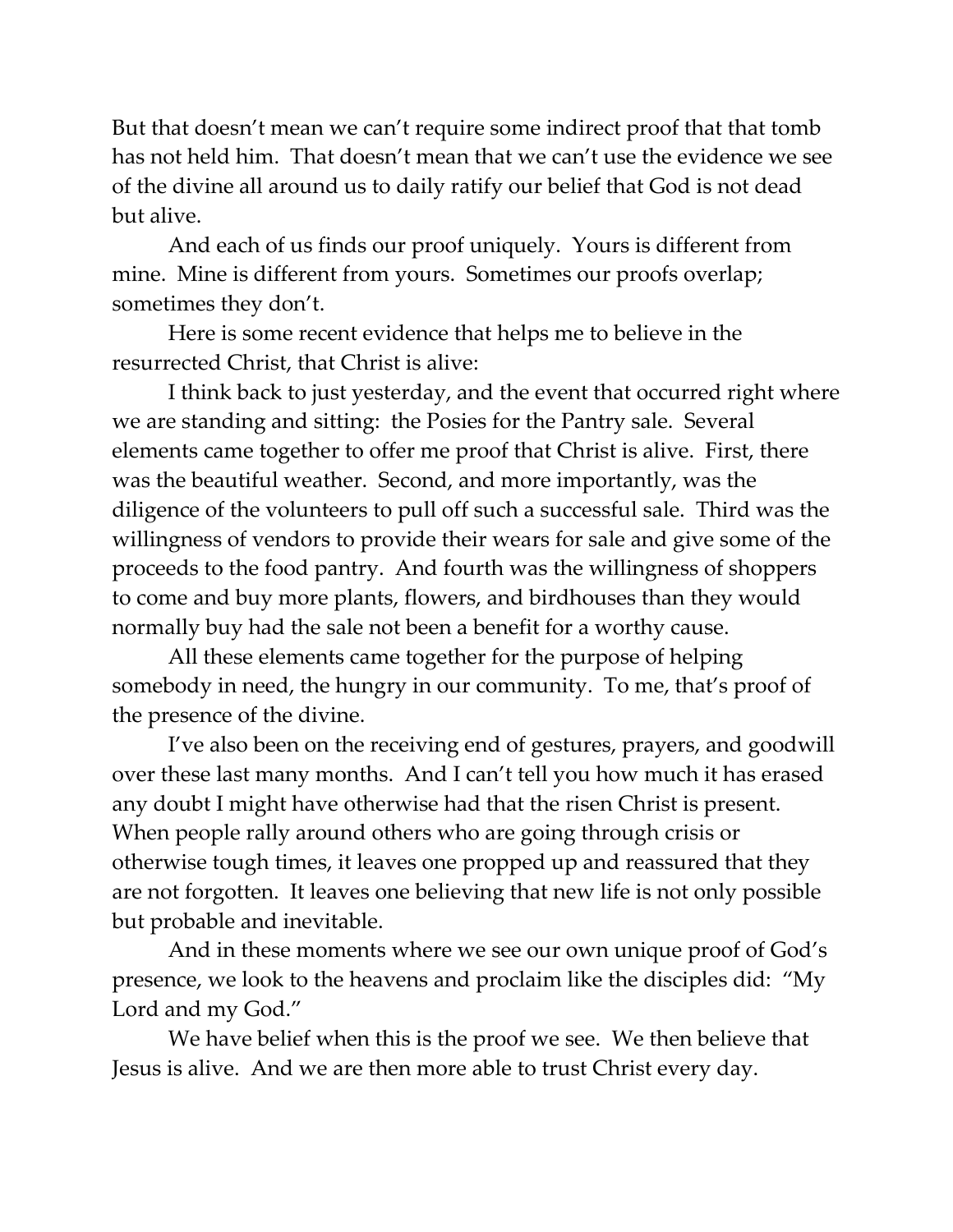But that doesn't mean we can't require some indirect proof that that tomb has not held him. That doesn't mean that we can't use the evidence we see of the divine all around us to daily ratify our belief that God is not dead but alive.

And each of us finds our proof uniquely. Yours is different from mine. Mine is different from yours. Sometimes our proofs overlap; sometimes they don't.

Here is some recent evidence that helps me to believe in the resurrected Christ, that Christ is alive:

I think back to just yesterday, and the event that occurred right where we are standing and sitting: the Posies for the Pantry sale. Several elements came together to offer me proof that Christ is alive. First, there was the beautiful weather. Second, and more importantly, was the diligence of the volunteers to pull off such a successful sale. Third was the willingness of vendors to provide their wears for sale and give some of the proceeds to the food pantry. And fourth was the willingness of shoppers to come and buy more plants, flowers, and birdhouses than they would normally buy had the sale not been a benefit for a worthy cause.

All these elements came together for the purpose of helping somebody in need, the hungry in our community. To me, that's proof of the presence of the divine.

I've also been on the receiving end of gestures, prayers, and goodwill over these last many months. And I can't tell you how much it has erased any doubt I might have otherwise had that the risen Christ is present. When people rally around others who are going through crisis or otherwise tough times, it leaves one propped up and reassured that they are not forgotten. It leaves one believing that new life is not only possible but probable and inevitable.

And in these moments where we see our own unique proof of God's presence, we look to the heavens and proclaim like the disciples did: "My Lord and my God."

We have belief when this is the proof we see. We then believe that Jesus is alive. And we are then more able to trust Christ every day.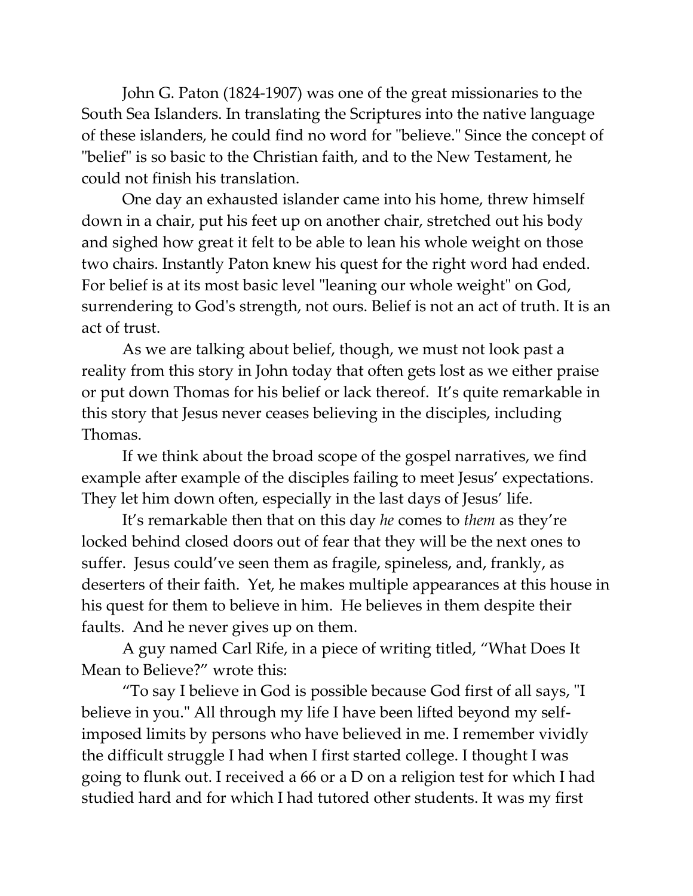John G. Paton (1824-1907) was one of the great missionaries to the South Sea Islanders. In translating the Scriptures into the native language of these islanders, he could find no word for "believe." Since the concept of "belief" is so basic to the Christian faith, and to the New Testament, he could not finish his translation.

One day an exhausted islander came into his home, threw himself down in a chair, put his feet up on another chair, stretched out his body and sighed how great it felt to be able to lean his whole weight on those two chairs. Instantly Paton knew his quest for the right word had ended. For belief is at its most basic level "leaning our whole weight" on God, surrendering to God's strength, not ours. Belief is not an act of truth. It is an act of trust.

As we are talking about belief, though, we must not look past a reality from this story in John today that often gets lost as we either praise or put down Thomas for his belief or lack thereof. It's quite remarkable in this story that Jesus never ceases believing in the disciples, including Thomas.

If we think about the broad scope of the gospel narratives, we find example after example of the disciples failing to meet Jesus' expectations. They let him down often, especially in the last days of Jesus' life.

It's remarkable then that on this day *he* comes to *them* as they're locked behind closed doors out of fear that they will be the next ones to suffer. Jesus could've seen them as fragile, spineless, and, frankly, as deserters of their faith. Yet, he makes multiple appearances at this house in his quest for them to believe in him. He believes in them despite their faults. And he never gives up on them.

A guy named Carl Rife, in a piece of writing titled, "What Does It Mean to Believe?" wrote this:

"To say I believe in God is possible because God first of all says, "I believe in you." All through my life I have been lifted beyond my self-imposed limits by persons who have believed in me. I remember vividly the difficult struggle I had when I first started college. I thought I was going to flunk out. I received a 66 or a D on a religion test for which I had studied hard and for which I had tutored other students. It was my first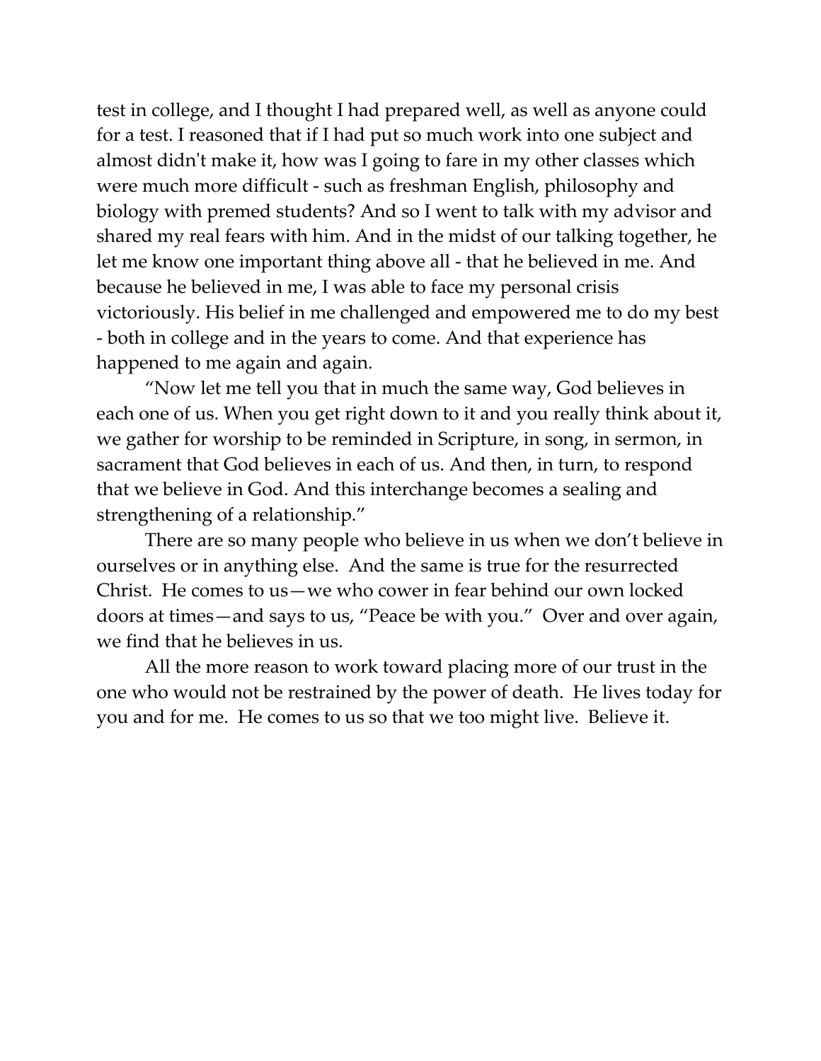test in college, and I thought I had prepared well, as well as anyone could for a test. I reasoned that if I had put so much work into one subject and almost didn't make it, how was I going to fare in my other classes which were much more difficult - such as freshman English, philosophy and biology with premed students? And so I went to talk with my advisor and shared my real fears with him. And in the midst of our talking together, he let me know one important thing above all - that he believed in me. And because he believed in me, I was able to face my personal crisis victoriously. His belief in me challenged and empowered me to do my best - both in college and in the years to come. And that experience has happened to me again and again.

"Now let me tell you that in much the same way, God believes in each one of us. When you get right down to it and you really think about it, we gather for worship to be reminded in Scripture, in song, in sermon, in sacrament that God believes in each of us. And then, in turn, to respond that we believe in God. And this interchange becomes a sealing and strengthening of a relationship."

There are so many people who believe in us when we don't believe in ourselves or in anything else. And the same is true for the resurrected Christ. He comes to us—we who cower in fear behind our own locked doors at times—and says to us, "Peace be with you." Over and over again, we find that he believes in us.

All the more reason to work toward placing more of our trust in the one who would not be restrained by the power of death. He lives today for you and for me. He comes to us so that we too might live. Believe it.